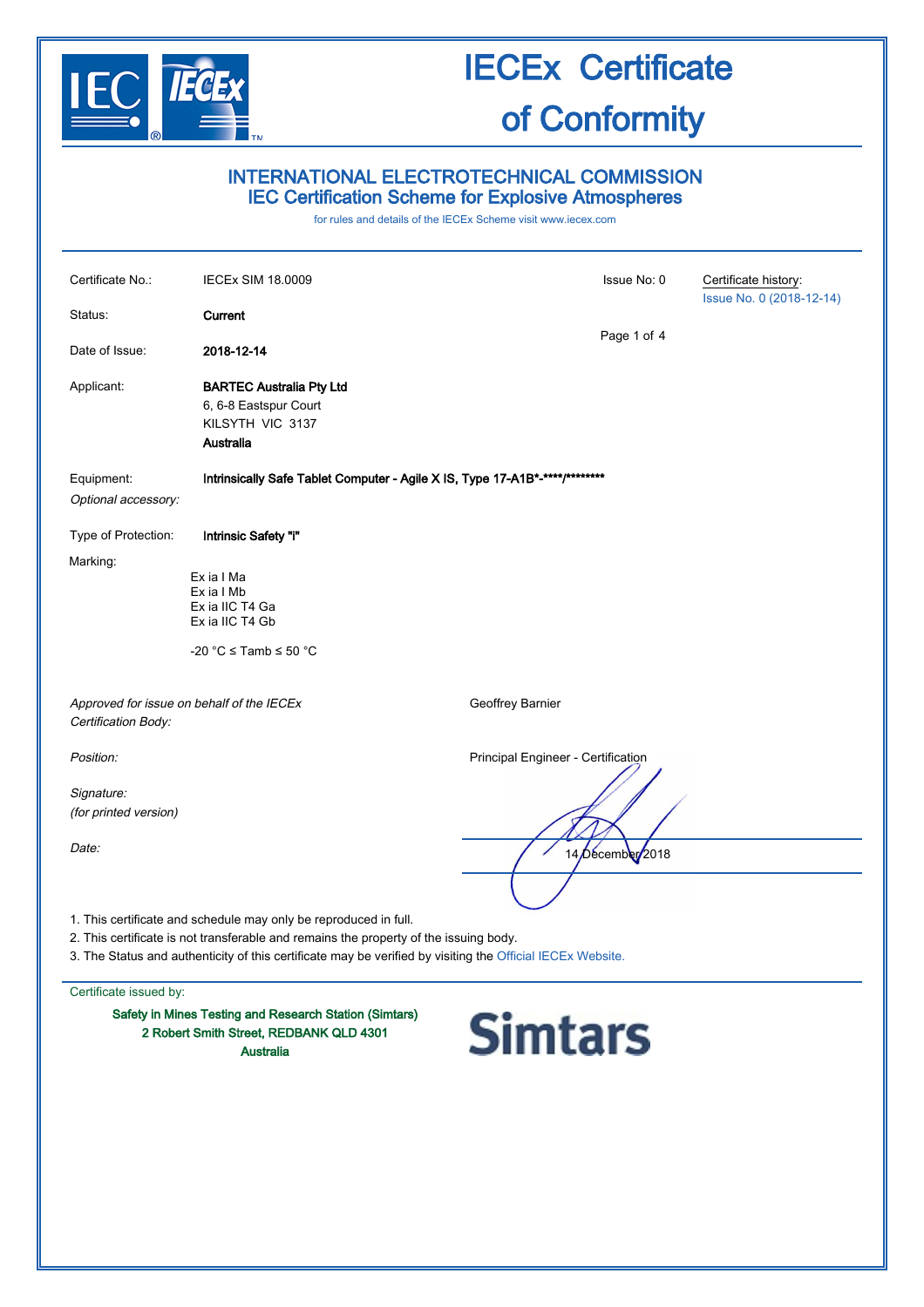# IECEx Certificate of Conformity

## INTERNATIONAL ELECTROTECHNICAL COMMISSION
## IEC Certification Scheme for Explosive Atmospheres

for rules and details of the IECEx Scheme visit www.iecex.com

| | | | |
|---|---|---|---|
| Certificate No.: | IECEx SIM 18.0009 | Issue No: 0 | Certificate history: Issue No. 0 (2018-12-14) |
| Status: | **Current** | | |
| Date of Issue: | **2018-12-14** | | |
| Applicant: | **BARTEC Australia Pty Ltd**<br>6, 6-8 Eastspur Court<br>KILSYTH VIC 3137<br>**Australia** | | |
| Equipment: | **Intrinsically Safe Tablet Computer - Agile X IS, Type 17-A1B*-****/********** | | |
| *Optional accessory:* | | | |
| Type of Protection: | **Intrinsic Safety "i"** | | |
| Marking: | Ex ia I Ma<br>Ex ia I Mb<br>Ex ia IIC T4 Ga<br>Ex ia IIC T4 Gb<br><br>-20 °C ≤ Tamb ≤ 50 °C | | |

| | |
|---|---|
| *Approved for issue on behalf of the IECEx Certification Body:* | Geoffrey Barnier |
| *Position:* | Principal Engineer - Certification |
| *Signature: (for printed version)* | |
| *Date:* | 14 December 2018 |

1. This certificate and schedule may only be reproduced in full.
2. This certificate is not transferable and remains the property of the issuing body.
3. The Status and authenticity of this certificate may be verified by visiting the Official IECEx Website.

Certificate issued by:

**Safety in Mines Testing and Research Station (Simtars)**
**2 Robert Smith Street, REDBANK QLD 4301**
**Australia**

Simtars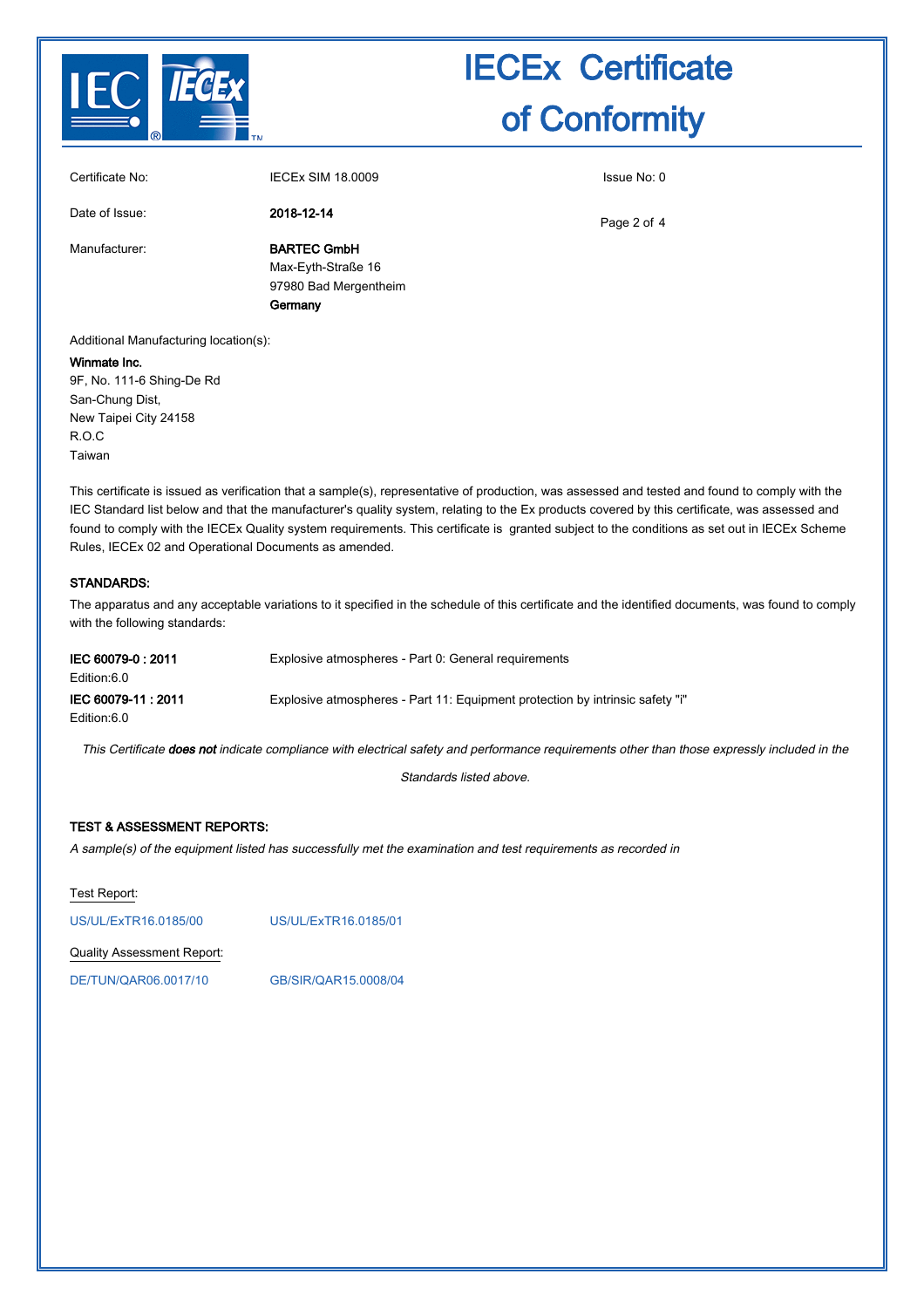# IECEx Certificate of Conformity

| | | |
|---|---|---|
| Certificate No: | IECEx SIM 18.0009 | Issue No: 0 |
| Date of Issue: | **2018-12-14** | |
| Manufacturer: | **BARTEC GmbH**<br>Max-Eyth-Straße 16<br>97980 Bad Mergentheim<br>**Germany** | |

Additional Manufacturing location(s):

**Winmate Inc.**
9F, No. 111-6 Shing-De Rd
San-Chung Dist,
New Taipei City 24158
R.O.C
Taiwan

This certificate is issued as verification that a sample(s), representative of production, was assessed and tested and found to comply with the IEC Standard list below and that the manufacturer's quality system, relating to the Ex products covered by this certificate, was assessed and found to comply with the IECEx Quality system requirements. This certificate is granted subject to the conditions as set out in IECEx Scheme Rules, IECEx 02 and Operational Documents as amended.

**STANDARDS:**

The apparatus and any acceptable variations to it specified in the schedule of this certificate and the identified documents, was found to comply with the following standards:

| | |
|---|---|
| **IEC 60079-0 : 2011**<br>Edition:6.0 | Explosive atmospheres - Part 0: General requirements |
| **IEC 60079-11 : 2011**<br>Edition:6.0 | Explosive atmospheres - Part 11: Equipment protection by intrinsic safety "i" |

*This Certificate **does not** indicate compliance with electrical safety and performance requirements other than those expressly included in the Standards listed above.*

**TEST & ASSESSMENT REPORTS:**

*A sample(s) of the equipment listed has successfully met the examination and test requirements as recorded in*

Test Report:

US/UL/ExTR16.0185/00 US/UL/ExTR16.0185/01

Quality Assessment Report:

DE/TUN/QAR06.0017/10 GB/SIR/QAR15.0008/04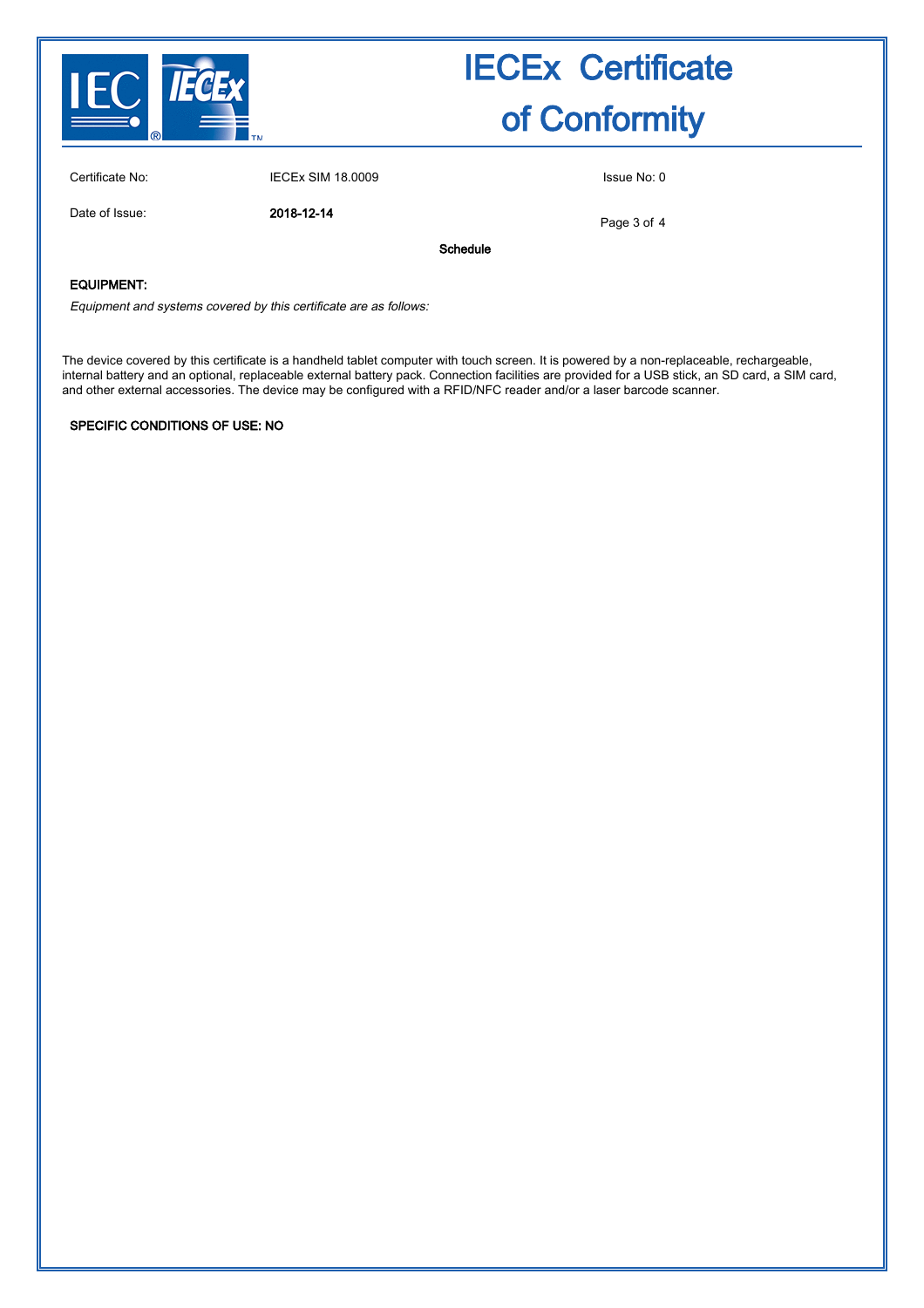# IECEx Certificate of Conformity

| | | |
|---|---|---|
| Certificate No: | IECEx SIM 18.0009 | Issue No: 0 |
| Date of Issue: | **2018-12-14** | |

**Schedule**

**EQUIPMENT:**

*Equipment and systems covered by this certificate are as follows:*

The device covered by this certificate is a handheld tablet computer with touch screen. It is powered by a non-replaceable, rechargeable, internal battery and an optional, replaceable external battery pack. Connection facilities are provided for a USB stick, an SD card, a SIM card, and other external accessories. The device may be configured with a RFID/NFC reader and/or a laser barcode scanner.

**SPECIFIC CONDITIONS OF USE: NO**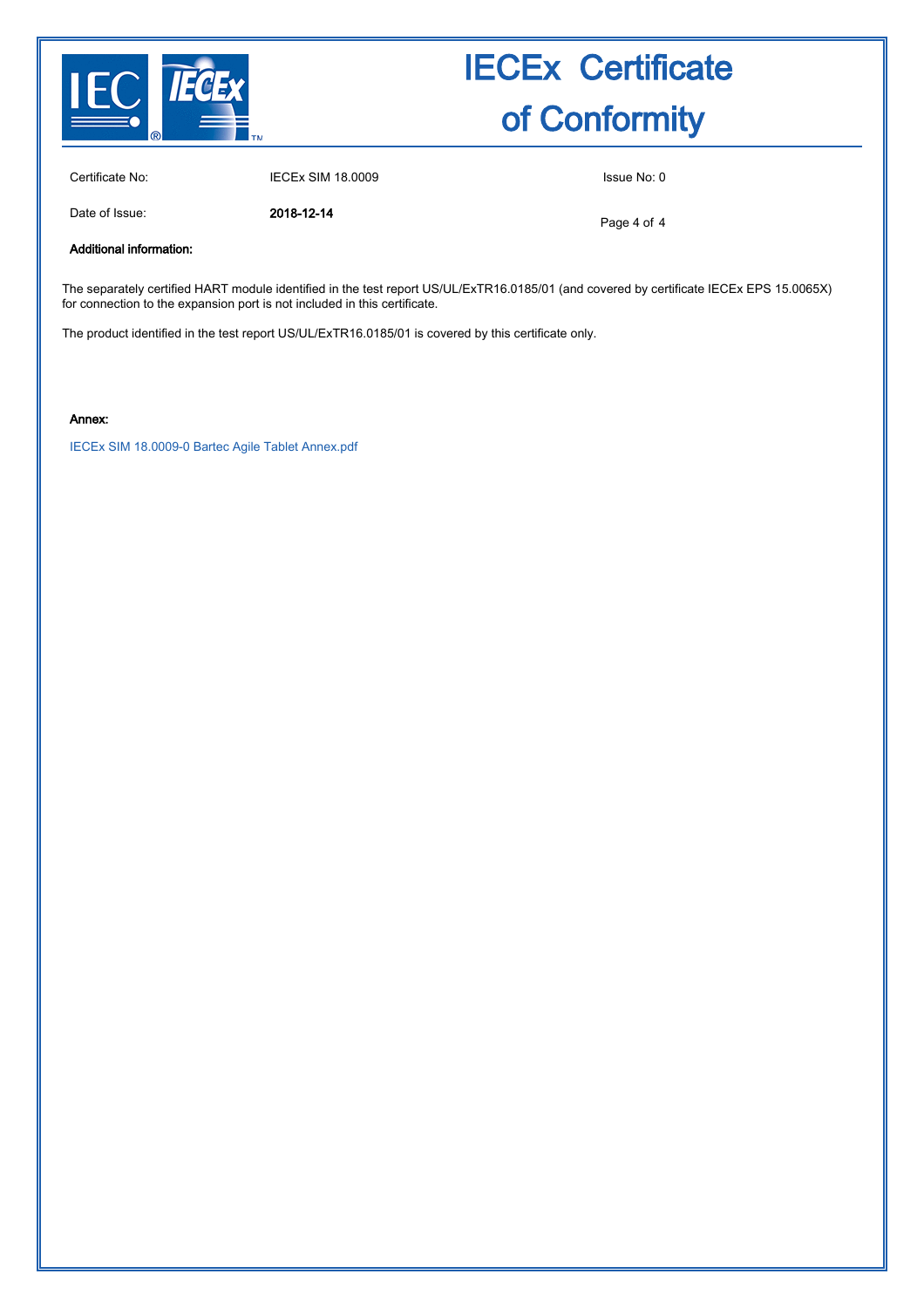# IECEx Certificate of Conformity

Certificate No: IECEx SIM 18.0009

Issue No: 0

Date of Issue: **2018-12-14**

**Additional information:**

The separately certified HART module identified in the test report US/UL/ExTR16.0185/01 (and covered by certificate IECEx EPS 15.0065X) for connection to the expansion port is not included in this certificate.

The product identified in the test report US/UL/ExTR16.0185/01 is covered by this certificate only.

**Annex:**

IECEx SIM 18.0009-0 Bartec Agile Tablet Annex.pdf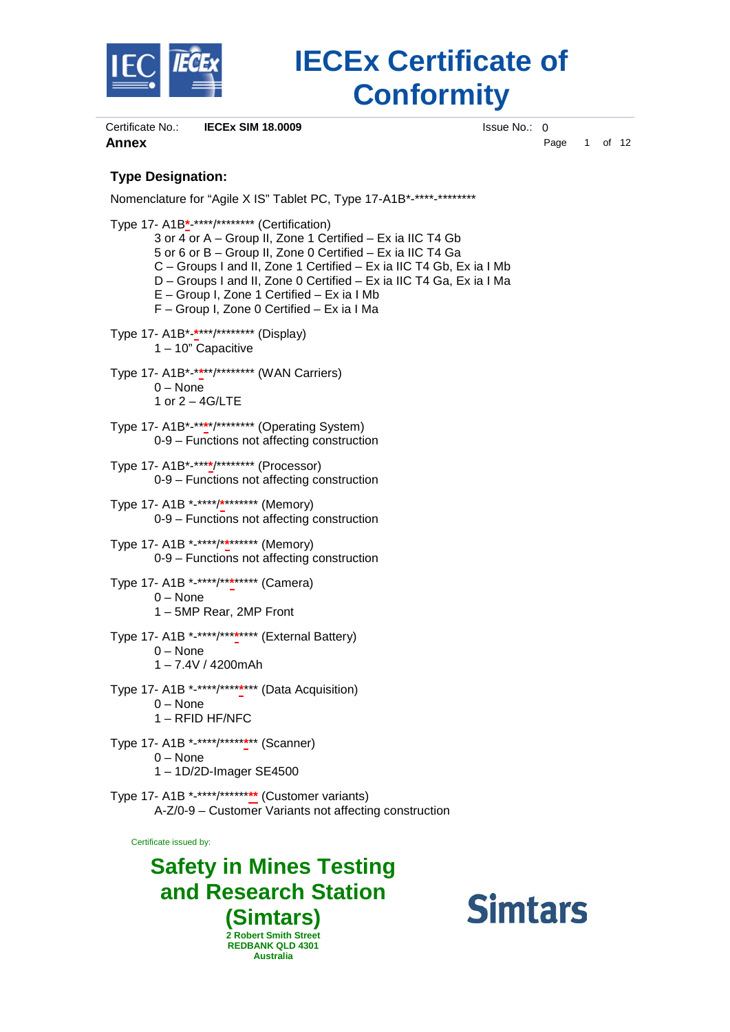**Type Designation:**

Nomenclature for “Agile X IS” Tablet PC, Type 17-A1B*-****-********

Type 17- A1B*-****/******** (Certification)

- 3 or 4 or A – Group II, Zone 1 Certified – Ex ia IIC T4 Gb
- 5 or 6 or B – Group II, Zone 0 Certified – Ex ia IIC T4 Ga
- C – Groups I and II, Zone 1 Certified – Ex ia IIC T4 Gb, Ex ia I Mb
- D – Groups I and II, Zone 0 Certified – Ex ia IIC T4 Ga, Ex ia I Ma
- E – Group I, Zone 1 Certified – Ex ia I Mb
- F – Group I, Zone 0 Certified – Ex ia I Ma

Type 17- A1B*-****/******** (Display)

- 1 – 10” Capacitive

Type 17- A1B*-****/******** (WAN Carriers)

- 0 – None
- 1 or 2 – 4G/LTE

Type 17- A1B*-****/******** (Operating System)

- 0-9 – Functions not affecting construction

Type 17- A1B*-****/******** (Processor)

- 0-9 – Functions not affecting construction

Type 17- A1B *-****/******** (Memory)

- 0-9 – Functions not affecting construction

Type 17- A1B *-****/******** (Memory)

- 0-9 – Functions not affecting construction

Type 17- A1B *-****/******** (Camera)

- 0 – None
- 1 – 5MP Rear, 2MP Front

Type 17- A1B *-****/******** (External Battery)

- 0 – None
- 1 – 7.4V / 4200mAh

Type 17- A1B *-****/******** (Data Acquisition)

- 0 – None
- 1 – RFID HF/NFC

Type 17- A1B *-****/******** (Scanner)

- 0 – None
- 1 – 1D/2D-Imager SE4500

Type 17- A1B *-****/******** (Customer variants)

- A-Z/0-9 – Customer Variants not affecting construction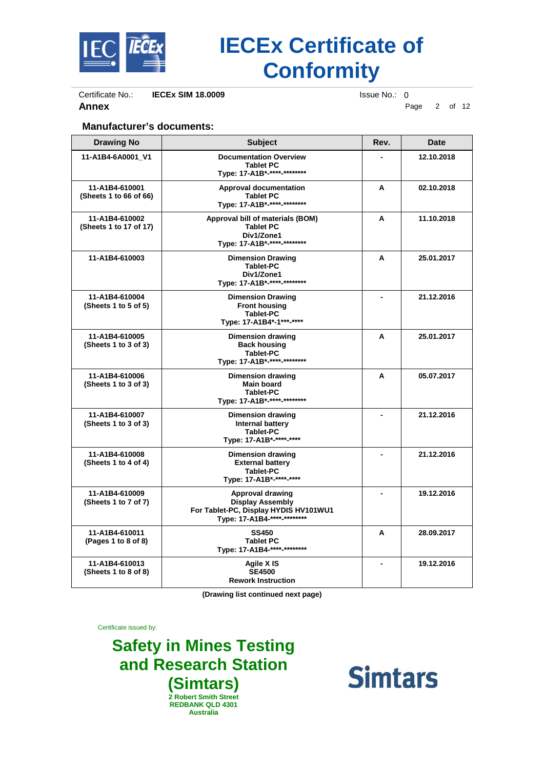# IECEx Certificate of Conformity

Certificate No.: **IECEx SIM 18.0009** Issue No.: 0

**Annex**

### Manufacturer's documents:

| Drawing No | Subject | Rev. | Date |
|---|---|---|---|
| 11-A1B4-6A0001_V1 | Documentation Overview<br>Tablet PC<br>Type: 17-A1B*-****-******** | - | 12.10.2018 |
| 11-A1B4-610001<br>(Sheets 1 to 66 of 66) | Approval documentation<br>Tablet PC<br>Type: 17-A1B*-****-******** | A | 02.10.2018 |
| 11-A1B4-610002<br>(Sheets 1 to 17 of 17) | Approval bill of materials (BOM)<br>Tablet PC<br>Div1/Zone1<br>Type: 17-A1B*-****-******** | A | 11.10.2018 |
| 11-A1B4-610003 | Dimension Drawing<br>Tablet-PC<br>Div1/Zone1<br>Type: 17-A1B*-****-******** | A | 25.01.2017 |
| 11-A1B4-610004<br>(Sheets 1 to 5 of 5) | Dimension Drawing<br>Front housing<br>Tablet-PC<br>Type: 17-A1B4*-1***-**** | - | 21.12.2016 |
| 11-A1B4-610005<br>(Sheets 1 to 3 of 3) | Dimension drawing<br>Back housing<br>Tablet-PC<br>Type: 17-A1B*-****-******** | A | 25.01.2017 |
| 11-A1B4-610006<br>(Sheets 1 to 3 of 3) | Dimension drawing<br>Main board<br>Tablet-PC<br>Type: 17-A1B*-****-******** | A | 05.07.2017 |
| 11-A1B4-610007<br>(Sheets 1 to 3 of 3) | Dimension drawing<br>Internal battery<br>Tablet-PC<br>Type: 17-A1B*-****-**** | - | 21.12.2016 |
| 11-A1B4-610008<br>(Sheets 1 to 4 of 4) | Dimension drawing<br>External battery<br>Tablet-PC<br>Type: 17-A1B*-****-**** | - | 21.12.2016 |
| 11-A1B4-610009<br>(Sheets 1 to 7 of 7) | Approval drawing<br>Display Assembly<br>For Tablet-PC, Display HYDIS HV101WU1<br>Type: 17-A1B4-****-******** | - | 19.12.2016 |
| 11-A1B4-610011<br>(Pages 1 to 8 of 8) | SS450<br>Tablet PC<br>Type: 17-A1B4-****-******** | A | 28.09.2017 |
| 11-A1B4-610013<br>(Sheets 1 to 8 of 8) | Agile X IS<br>SE4500<br>Rework Instruction | - | 19.12.2016 |

**(Drawing list continued next page)**

Certificate issued by:

**Safety in Mines Testing and Research Station (Simtars)**
**2 Robert Smith Street**
**REDBANK QLD 4301**
**Australia**

**Simtars**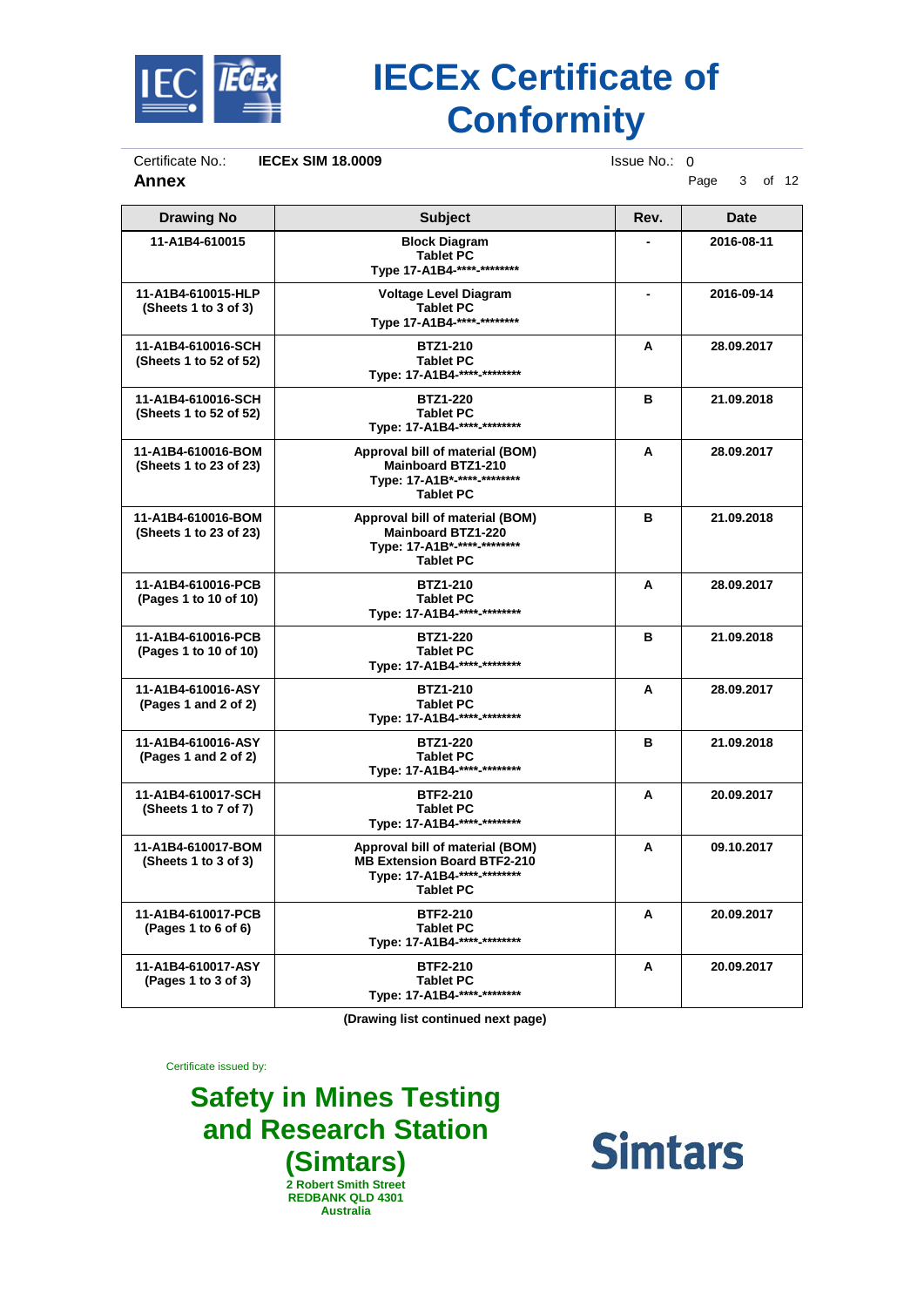# IECEx Certificate of Conformity

Certificate No.: **IECEx SIM 18.0009** Issue No.: 0

**Annex**

| Drawing No | Subject | Rev. | Date |
|---|---|---|---|
| 11-A1B4-610015 | Block Diagram<br>Tablet PC<br>Type 17-A1B4-****-******** | - | 2016-08-11 |
| 11-A1B4-610015-HLP<br>(Sheets 1 to 3 of 3) | Voltage Level Diagram<br>Tablet PC<br>Type 17-A1B4-****-******** | - | 2016-09-14 |
| 11-A1B4-610016-SCH<br>(Sheets 1 to 52 of 52) | BTZ1-210<br>Tablet PC<br>Type: 17-A1B4-****-******** | A | 28.09.2017 |
| 11-A1B4-610016-SCH<br>(Sheets 1 to 52 of 52) | BTZ1-220<br>Tablet PC<br>Type: 17-A1B4-****-******** | B | 21.09.2018 |
| 11-A1B4-610016-BOM<br>(Sheets 1 to 23 of 23) | Approval bill of material (BOM)<br>Mainboard BTZ1-210<br>Type: 17-A1B*-****-********<br>Tablet PC | A | 28.09.2017 |
| 11-A1B4-610016-BOM<br>(Sheets 1 to 23 of 23) | Approval bill of material (BOM)<br>Mainboard BTZ1-220<br>Type: 17-A1B*-****-********<br>Tablet PC | B | 21.09.2018 |
| 11-A1B4-610016-PCB<br>(Pages 1 to 10 of 10) | BTZ1-210<br>Tablet PC<br>Type: 17-A1B4-****-******** | A | 28.09.2017 |
| 11-A1B4-610016-PCB<br>(Pages 1 to 10 of 10) | BTZ1-220<br>Tablet PC<br>Type: 17-A1B4-****-******** | B | 21.09.2018 |
| 11-A1B4-610016-ASY<br>(Pages 1 and 2 of 2) | BTZ1-210<br>Tablet PC<br>Type: 17-A1B4-****-******** | A | 28.09.2017 |
| 11-A1B4-610016-ASY<br>(Pages 1 and 2 of 2) | BTZ1-220<br>Tablet PC<br>Type: 17-A1B4-****-******** | B | 21.09.2018 |
| 11-A1B4-610017-SCH<br>(Sheets 1 to 7 of 7) | BTF2-210<br>Tablet PC<br>Type: 17-A1B4-****-******** | A | 20.09.2017 |
| 11-A1B4-610017-BOM<br>(Sheets 1 to 3 of 3) | Approval bill of material (BOM)<br>MB Extension Board BTF2-210<br>Type: 17-A1B4-****-********<br>Tablet PC | A | 09.10.2017 |
| 11-A1B4-610017-PCB<br>(Pages 1 to 6 of 6) | BTF2-210<br>Tablet PC<br>Type: 17-A1B4-****-******** | A | 20.09.2017 |
| 11-A1B4-610017-ASY<br>(Pages 1 to 3 of 3) | BTF2-210<br>Tablet PC<br>Type: 17-A1B4-****-******** | A | 20.09.2017 |

**(Drawing list continued next page)**

Certificate issued by:

**Safety in Mines Testing and Research Station (Simtars)**
**2 Robert Smith Street**
**REDBANK QLD 4301**
**Australia**

**Simtars**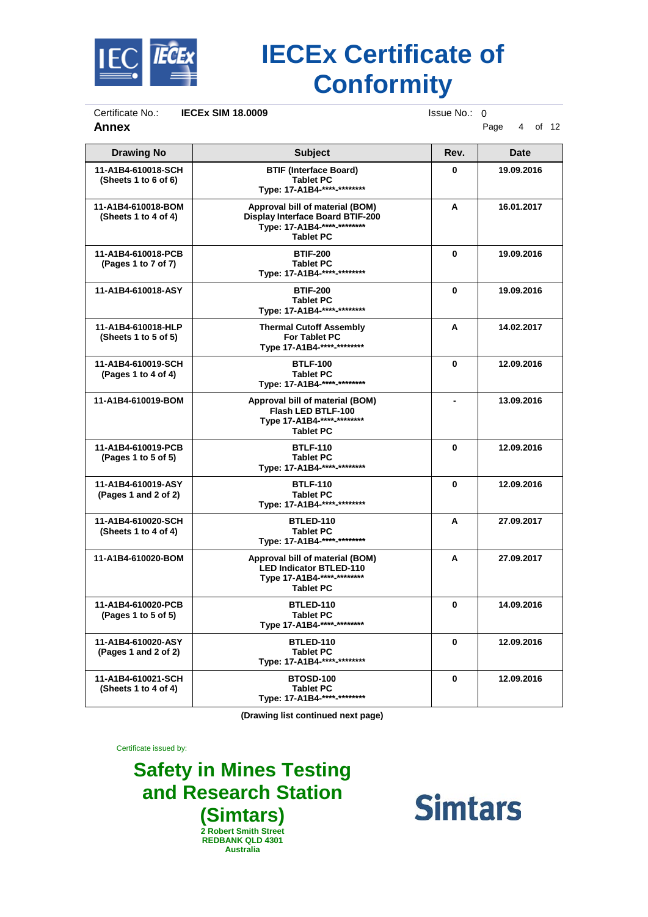# IECEx Certificate of Conformity

Certificate No.: **IECEx SIM 18.0009** Issue No.: 0

**Annex**

| Drawing No | Subject | Rev. | Date |
|---|---|---|---|
| 11-A1B4-610018-SCH (Sheets 1 to 6 of 6) | BTIF (Interface Board) Tablet PC Type: 17-A1B4-****-******** | 0 | 19.09.2016 |
| 11-A1B4-610018-BOM (Sheets 1 to 4 of 4) | Approval bill of material (BOM) Display Interface Board BTIF-200 Type: 17-A1B4-****-******** Tablet PC | A | 16.01.2017 |
| 11-A1B4-610018-PCB (Pages 1 to 7 of 7) | BTIF-200 Tablet PC Type: 17-A1B4-****-******** | 0 | 19.09.2016 |
| 11-A1B4-610018-ASY | BTIF-200 Tablet PC Type: 17-A1B4-****-******** | 0 | 19.09.2016 |
| 11-A1B4-610018-HLP (Sheets 1 to 5 of 5) | Thermal Cutoff Assembly For Tablet PC Type 17-A1B4-****-******** | A | 14.02.2017 |
| 11-A1B4-610019-SCH (Pages 1 to 4 of 4) | BTLF-100 Tablet PC Type: 17-A1B4-****-******** | 0 | 12.09.2016 |
| 11-A1B4-610019-BOM | Approval bill of material (BOM) Flash LED BTLF-100 Type 17-A1B4-****-******** Tablet PC | - | 13.09.2016 |
| 11-A1B4-610019-PCB (Pages 1 to 5 of 5) | BTLF-110 Tablet PC Type: 17-A1B4-****-******** | 0 | 12.09.2016 |
| 11-A1B4-610019-ASY (Pages 1 and 2 of 2) | BTLF-110 Tablet PC Type: 17-A1B4-****-******** | 0 | 12.09.2016 |
| 11-A1B4-610020-SCH (Sheets 1 to 4 of 4) | BTLED-110 Tablet PC Type: 17-A1B4-****-******** | A | 27.09.2017 |
| 11-A1B4-610020-BOM | Approval bill of material (BOM) LED Indicator BTLED-110 Type 17-A1B4-****-******** Tablet PC | A | 27.09.2017 |
| 11-A1B4-610020-PCB (Pages 1 to 5 of 5) | BTLED-110 Tablet PC Type 17-A1B4-****-******** | 0 | 14.09.2016 |
| 11-A1B4-610020-ASY (Pages 1 and 2 of 2) | BTLED-110 Tablet PC Type: 17-A1B4-****-******** | 0 | 12.09.2016 |
| 11-A1B4-610021-SCH (Sheets 1 to 4 of 4) | BTOSD-100 Tablet PC Type: 17-A1B4-****-******** | 0 | 12.09.2016 |

**(Drawing list continued next page)**

Certificate issued by:

**Safety in Mines Testing and Research Station (Simtars)**
2 Robert Smith Street
REDBANK QLD 4301
Australia

Simtars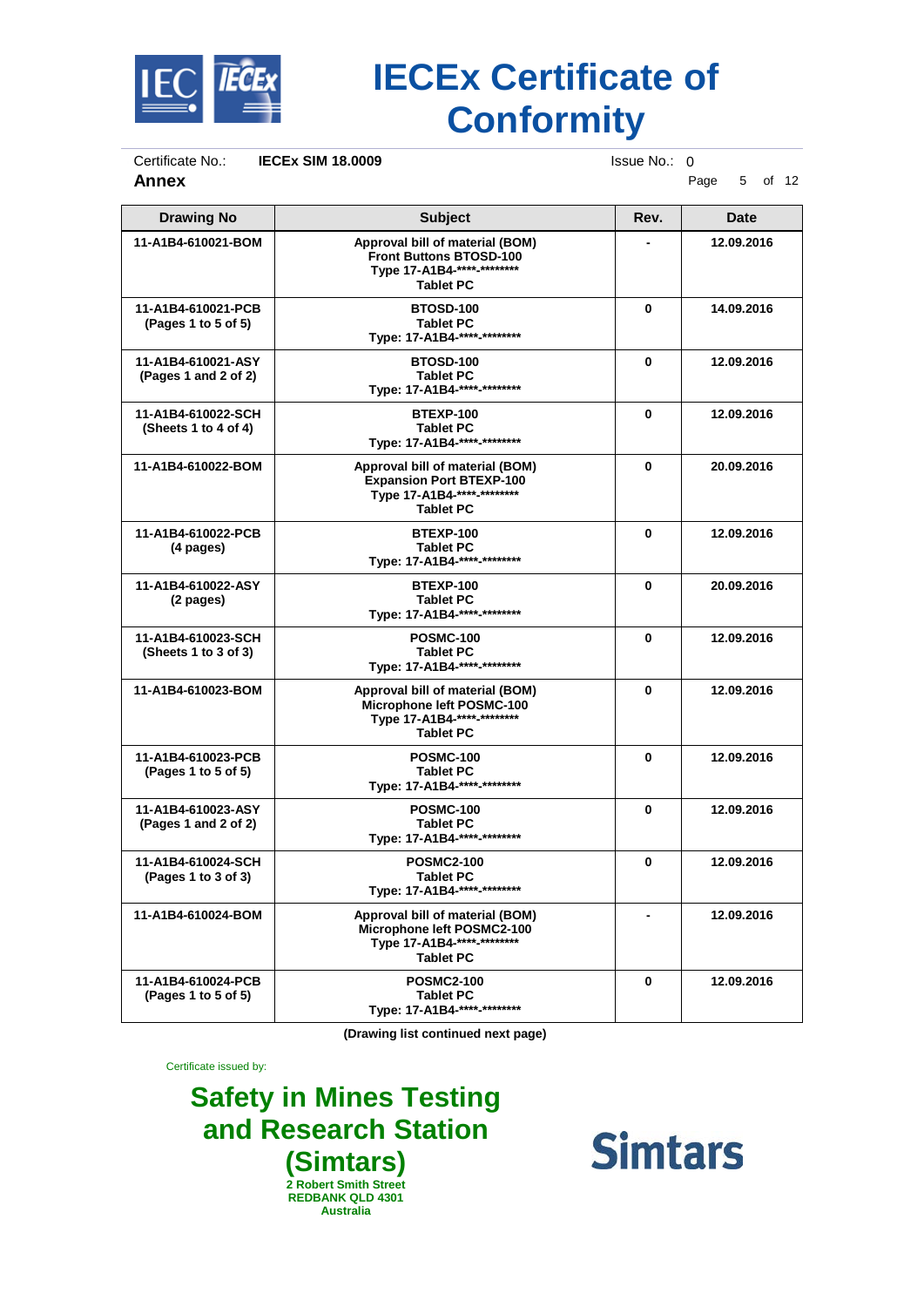# IECEx Certificate of Conformity

Certificate No.: **IECEx SIM 18.0009** Issue No.: 0

**Annex**

| Drawing No | Subject | Rev. | Date |
|---|---|---|---|
| 11-A1B4-610021-BOM | Approval bill of material (BOM) Front Buttons BTOSD-100 Type 17-A1B4-****-******** Tablet PC | - | 12.09.2016 |
| 11-A1B4-610021-PCB (Pages 1 to 5 of 5) | BTOSD-100 Tablet PC Type: 17-A1B4-****-******** | 0 | 14.09.2016 |
| 11-A1B4-610021-ASY (Pages 1 and 2 of 2) | BTOSD-100 Tablet PC Type: 17-A1B4-****-******** | 0 | 12.09.2016 |
| 11-A1B4-610022-SCH (Sheets 1 to 4 of 4) | BTEXP-100 Tablet PC Type: 17-A1B4-****-******** | 0 | 12.09.2016 |
| 11-A1B4-610022-BOM | Approval bill of material (BOM) Expansion Port BTEXP-100 Type 17-A1B4-****-******** Tablet PC | 0 | 20.09.2016 |
| 11-A1B4-610022-PCB (4 pages) | BTEXP-100 Tablet PC Type: 17-A1B4-****-******** | 0 | 12.09.2016 |
| 11-A1B4-610022-ASY (2 pages) | BTEXP-100 Tablet PC Type: 17-A1B4-****-******** | 0 | 20.09.2016 |
| 11-A1B4-610023-SCH (Sheets 1 to 3 of 3) | POSMC-100 Tablet PC Type: 17-A1B4-****-******** | 0 | 12.09.2016 |
| 11-A1B4-610023-BOM | Approval bill of material (BOM) Microphone left POSMC-100 Type 17-A1B4-****-******** Tablet PC | 0 | 12.09.2016 |
| 11-A1B4-610023-PCB (Pages 1 to 5 of 5) | POSMC-100 Tablet PC Type: 17-A1B4-****-******** | 0 | 12.09.2016 |
| 11-A1B4-610023-ASY (Pages 1 and 2 of 2) | POSMC-100 Tablet PC Type: 17-A1B4-****-******** | 0 | 12.09.2016 |
| 11-A1B4-610024-SCH (Pages 1 to 3 of 3) | POSMC2-100 Tablet PC Type: 17-A1B4-****-******** | 0 | 12.09.2016 |
| 11-A1B4-610024-BOM | Approval bill of material (BOM) Microphone left POSMC2-100 Type 17-A1B4-****-******** Tablet PC | - | 12.09.2016 |
| 11-A1B4-610024-PCB (Pages 1 to 5 of 5) | POSMC2-100 Tablet PC Type: 17-A1B4-****-******** | 0 | 12.09.2016 |

**(Drawing list continued next page)**

Certificate issued by:

**Safety in Mines Testing and Research Station (Simtars)**
**2 Robert Smith Street**
**REDBANK QLD 4301**
**Australia**

**Simtars**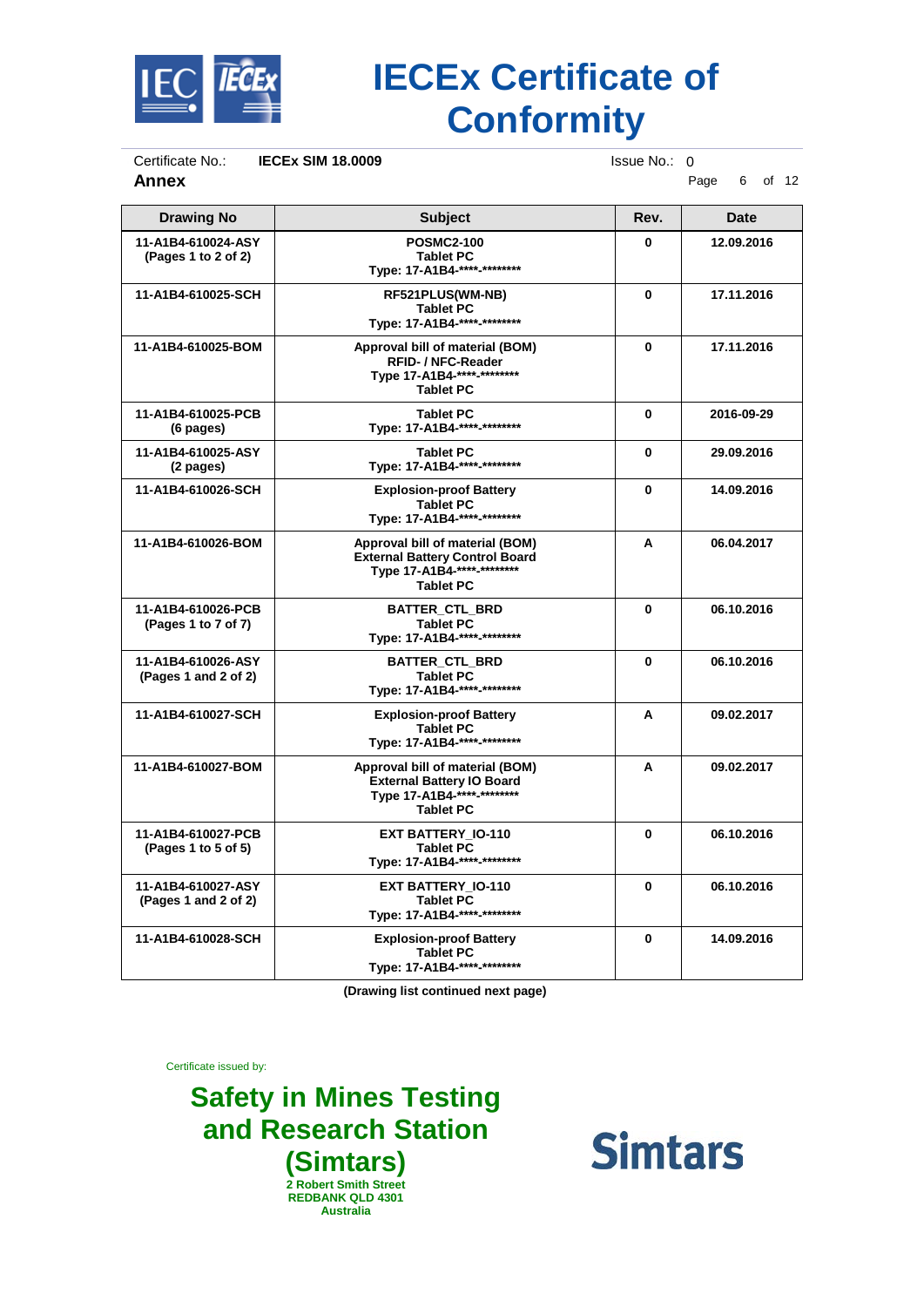**Annex**

| Drawing No | Subject | Rev. | Date |
|---|---|---|---|
| **11-A1B4-610024-ASY (Pages 1 to 2 of 2)** | **POSMC2-100 Tablet PC Type: 17-A1B4-****-********** | **0** | **12.09.2016** |
| **11-A1B4-610025-SCH** | **RF521PLUS(WM-NB) Tablet PC Type: 17-A1B4-****-********** | **0** | **17.11.2016** |
| **11-A1B4-610025-BOM** | **Approval bill of material (BOM) RFID- / NFC-Reader Type 17-A1B4-****-******** Tablet PC** | **0** | **17.11.2016** |
| **11-A1B4-610025-PCB (6 pages)** | **Tablet PC Type: 17-A1B4-****-********** | **0** | **2016-09-29** |
| **11-A1B4-610025-ASY (2 pages)** | **Tablet PC Type: 17-A1B4-****-********** | **0** | **29.09.2016** |
| **11-A1B4-610026-SCH** | **Explosion-proof Battery Tablet PC Type: 17-A1B4-****-********** | **0** | **14.09.2016** |
| **11-A1B4-610026-BOM** | **Approval bill of material (BOM) External Battery Control Board Type 17-A1B4-****-******** Tablet PC** | **A** | **06.04.2017** |
| **11-A1B4-610026-PCB (Pages 1 to 7 of 7)** | **BATTER_CTL_BRD Tablet PC Type: 17-A1B4-****-********** | **0** | **06.10.2016** |
| **11-A1B4-610026-ASY (Pages 1 and 2 of 2)** | **BATTER_CTL_BRD Tablet PC Type: 17-A1B4-****-********** | **0** | **06.10.2016** |
| **11-A1B4-610027-SCH** | **Explosion-proof Battery Tablet PC Type: 17-A1B4-****-********** | **A** | **09.02.2017** |
| **11-A1B4-610027-BOM** | **Approval bill of material (BOM) External Battery IO Board Type 17-A1B4-****-******** Tablet PC** | **A** | **09.02.2017** |
| **11-A1B4-610027-PCB (Pages 1 to 5 of 5)** | **EXT BATTERY_IO-110 Tablet PC Type: 17-A1B4-****-********** | **0** | **06.10.2016** |
| **11-A1B4-610027-ASY (Pages 1 and 2 of 2)** | **EXT BATTERY_IO-110 Tablet PC Type: 17-A1B4-****-********** | **0** | **06.10.2016** |
| **11-A1B4-610028-SCH** | **Explosion-proof Battery Tablet PC Type: 17-A1B4-****-********** | **0** | **14.09.2016** |

**(Drawing list continued next page)**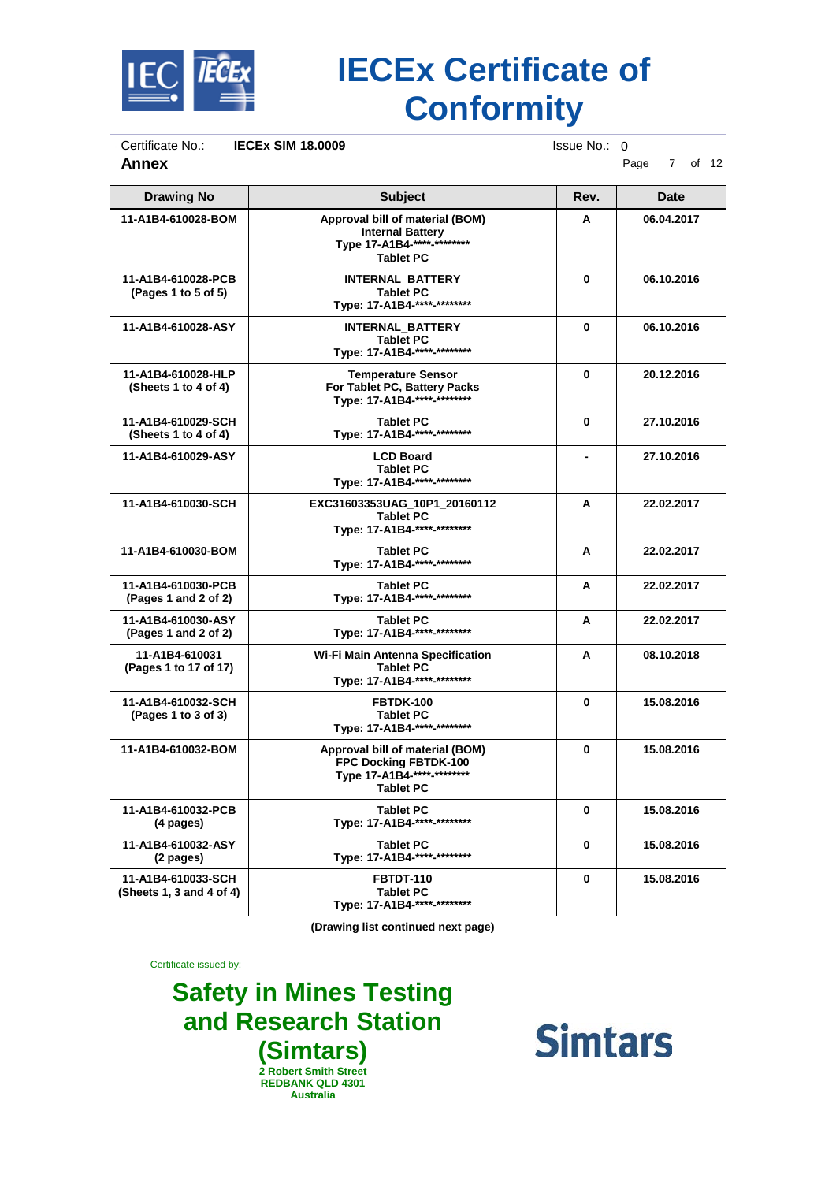# IECEx Certificate of Conformity

Certificate No.: **IECEx SIM 18.0009** Issue No.: 0

**Annex**

| Drawing No | Subject | Rev. | Date |
|---|---|---|---|
| 11-A1B4-610028-BOM | Approval bill of material (BOM) Internal Battery Type 17-A1B4-****-******** Tablet PC | A | 06.04.2017 |
| 11-A1B4-610028-PCB (Pages 1 to 5 of 5) | INTERNAL_BATTERY Tablet PC Type: 17-A1B4-****-******** | 0 | 06.10.2016 |
| 11-A1B4-610028-ASY | INTERNAL_BATTERY Tablet PC Type: 17-A1B4-****-******** | 0 | 06.10.2016 |
| 11-A1B4-610028-HLP (Sheets 1 to 4 of 4) | Temperature Sensor For Tablet PC, Battery Packs Type: 17-A1B4-****-******** | 0 | 20.12.2016 |
| 11-A1B4-610029-SCH (Sheets 1 to 4 of 4) | Tablet PC Type: 17-A1B4-****-******** | 0 | 27.10.2016 |
| 11-A1B4-610029-ASY | LCD Board Tablet PC Type: 17-A1B4-****-******** | - | 27.10.2016 |
| 11-A1B4-610030-SCH | EXC31603353UAG_10P1_20160112 Tablet PC Type: 17-A1B4-****-******** | A | 22.02.2017 |
| 11-A1B4-610030-BOM | Tablet PC Type: 17-A1B4-****-******** | A | 22.02.2017 |
| 11-A1B4-610030-PCB (Pages 1 and 2 of 2) | Tablet PC Type: 17-A1B4-****-******** | A | 22.02.2017 |
| 11-A1B4-610030-ASY (Pages 1 and 2 of 2) | Tablet PC Type: 17-A1B4-****-******** | A | 22.02.2017 |
| 11-A1B4-610031 (Pages 1 to 17 of 17) | Wi-Fi Main Antenna Specification Tablet PC Type: 17-A1B4-****-******** | A | 08.10.2018 |
| 11-A1B4-610032-SCH (Pages 1 to 3 of 3) | FBTDK-100 Tablet PC Type: 17-A1B4-****-******** | 0 | 15.08.2016 |
| 11-A1B4-610032-BOM | Approval bill of material (BOM) FPC Docking FBTDK-100 Type 17-A1B4-****-******** Tablet PC | 0 | 15.08.2016 |
| 11-A1B4-610032-PCB (4 pages) | Tablet PC Type: 17-A1B4-****-******** | 0 | 15.08.2016 |
| 11-A1B4-610032-ASY (2 pages) | Tablet PC Type: 17-A1B4-****-******** | 0 | 15.08.2016 |
| 11-A1B4-610033-SCH (Sheets 1, 3 and 4 of 4) | FBTDT-110 Tablet PC Type: 17-A1B4-****-******** | 0 | 15.08.2016 |

**(Drawing list continued next page)**

Certificate issued by:

**Safety in Mines Testing and Research Station (Simtars)**
**2 Robert Smith Street**
**REDBANK QLD 4301**
**Australia**

Simtars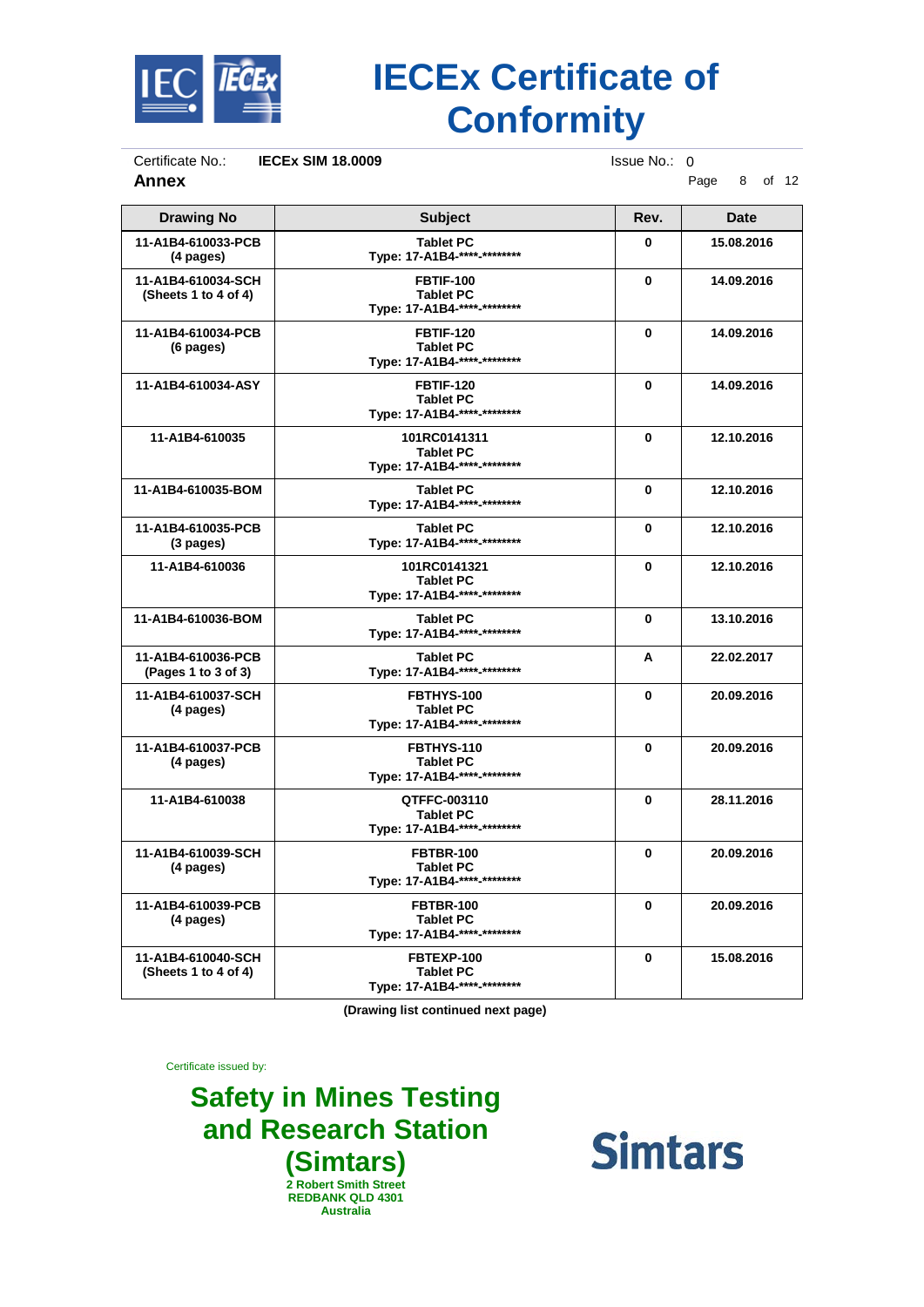**Annex**

| Drawing No | Subject | Rev. | Date |
|---|---|---|---|
| 11-A1B4-610033-PCB (4 pages) | Tablet PC Type: 17-A1B4-****-******** | 0 | 15.08.2016 |
| 11-A1B4-610034-SCH (Sheets 1 to 4 of 4) | FBTIF-100 Tablet PC Type: 17-A1B4-****-******** | 0 | 14.09.2016 |
| 11-A1B4-610034-PCB (6 pages) | FBTIF-120 Tablet PC Type: 17-A1B4-****-******** | 0 | 14.09.2016 |
| 11-A1B4-610034-ASY | FBTIF-120 Tablet PC Type: 17-A1B4-****-******** | 0 | 14.09.2016 |
| 11-A1B4-610035 | 101RC0141311 Tablet PC Type: 17-A1B4-****-******** | 0 | 12.10.2016 |
| 11-A1B4-610035-BOM | Tablet PC Type: 17-A1B4-****-******** | 0 | 12.10.2016 |
| 11-A1B4-610035-PCB (3 pages) | Tablet PC Type: 17-A1B4-****-******** | 0 | 12.10.2016 |
| 11-A1B4-610036 | 101RC0141321 Tablet PC Type: 17-A1B4-****-******** | 0 | 12.10.2016 |
| 11-A1B4-610036-BOM | Tablet PC Type: 17-A1B4-****-******** | 0 | 13.10.2016 |
| 11-A1B4-610036-PCB (Pages 1 to 3 of 3) | Tablet PC Type: 17-A1B4-****-******** | A | 22.02.2017 |
| 11-A1B4-610037-SCH (4 pages) | FBTHYS-100 Tablet PC Type: 17-A1B4-****-******** | 0 | 20.09.2016 |
| 11-A1B4-610037-PCB (4 pages) | FBTHYS-110 Tablet PC Type: 17-A1B4-****-******** | 0 | 20.09.2016 |
| 11-A1B4-610038 | QTFFC-003110 Tablet PC Type: 17-A1B4-****-******** | 0 | 28.11.2016 |
| 11-A1B4-610039-SCH (4 pages) | FBTBR-100 Tablet PC Type: 17-A1B4-****-******** | 0 | 20.09.2016 |
| 11-A1B4-610039-PCB (4 pages) | FBTBR-100 Tablet PC Type: 17-A1B4-****-******** | 0 | 20.09.2016 |
| 11-A1B4-610040-SCH (Sheets 1 to 4 of 4) | FBTEXP-100 Tablet PC Type: 17-A1B4-****-******** | 0 | 15.08.2016 |

(Drawing list continued next page)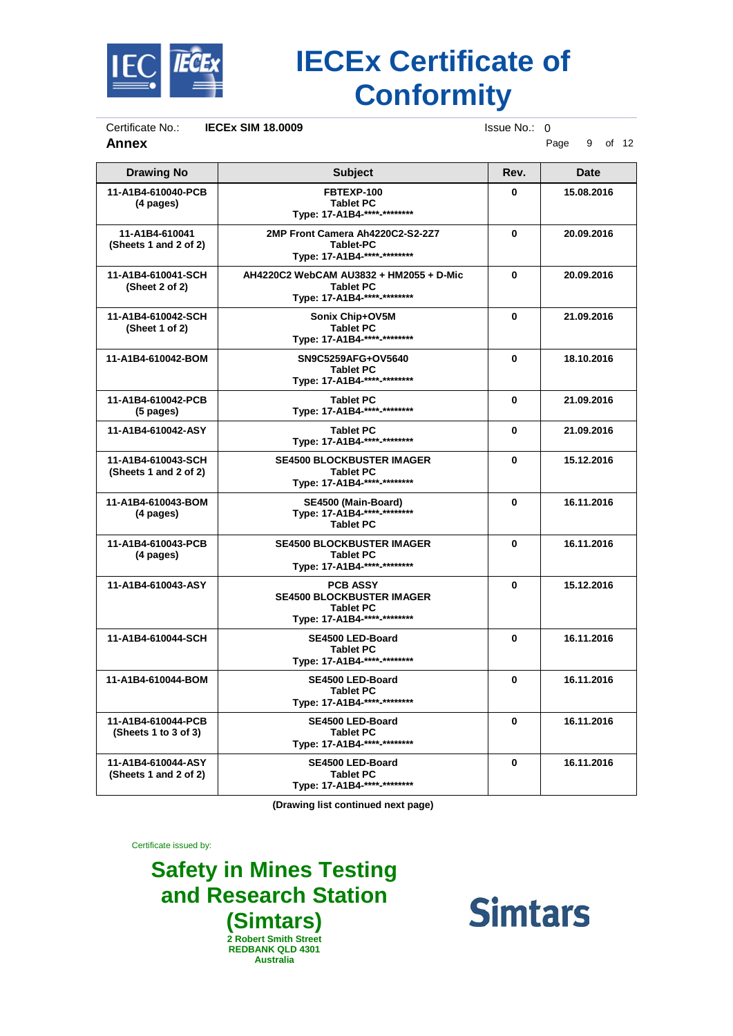# IECEx Certificate of Conformity

Certificate No.: **IECEx SIM 18.0009** Issue No.: 0

**Annex**

| Drawing No | Subject | Rev. | Date |
|---|---|---|---|
| **11-A1B4-610040-PCB (4 pages)** | **FBTEXP-100 Tablet PC Type: 17-A1B4-\*\*\*\*-\*\*\*\*\*\*\*\*** | **0** | **15.08.2016** |
| **11-A1B4-610041 (Sheets 1 and 2 of 2)** | **2MP Front Camera Ah4220C2-S2-2Z7 Tablet-PC Type: 17-A1B4-\*\*\*\*-\*\*\*\*\*\*\*\*** | **0** | **20.09.2016** |
| **11-A1B4-610041-SCH (Sheet 2 of 2)** | **AH4220C2 WebCAM AU3832 + HM2055 + D-Mic Tablet PC Type: 17-A1B4-\*\*\*\*-\*\*\*\*\*\*\*\*** | **0** | **20.09.2016** |
| **11-A1B4-610042-SCH (Sheet 1 of 2)** | **Sonix Chip+OV5M Tablet PC Type: 17-A1B4-\*\*\*\*-\*\*\*\*\*\*\*\*** | **0** | **21.09.2016** |
| **11-A1B4-610042-BOM** | **SN9C5259AFG+OV5640 Tablet PC Type: 17-A1B4-\*\*\*\*-\*\*\*\*\*\*\*\*** | **0** | **18.10.2016** |
| **11-A1B4-610042-PCB (5 pages)** | **Tablet PC Type: 17-A1B4-\*\*\*\*-\*\*\*\*\*\*\*\*** | **0** | **21.09.2016** |
| **11-A1B4-610042-ASY** | **Tablet PC Type: 17-A1B4-\*\*\*\*-\*\*\*\*\*\*\*\*** | **0** | **21.09.2016** |
| **11-A1B4-610043-SCH (Sheets 1 and 2 of 2)** | **SE4500 BLOCKBUSTER IMAGER Tablet PC Type: 17-A1B4-\*\*\*\*-\*\*\*\*\*\*\*\*** | **0** | **15.12.2016** |
| **11-A1B4-610043-BOM (4 pages)** | **SE4500 (Main-Board) Type: 17-A1B4-\*\*\*\*-\*\*\*\*\*\*\*\* Tablet PC** | **0** | **16.11.2016** |
| **11-A1B4-610043-PCB (4 pages)** | **SE4500 BLOCKBUSTER IMAGER Tablet PC Type: 17-A1B4-\*\*\*\*-\*\*\*\*\*\*\*\*** | **0** | **16.11.2016** |
| **11-A1B4-610043-ASY** | **PCB ASSY SE4500 BLOCKBUSTER IMAGER Tablet PC Type: 17-A1B4-\*\*\*\*-\*\*\*\*\*\*\*\*** | **0** | **15.12.2016** |
| **11-A1B4-610044-SCH** | **SE4500 LED-Board Tablet PC Type: 17-A1B4-\*\*\*\*-\*\*\*\*\*\*\*\*** | **0** | **16.11.2016** |
| **11-A1B4-610044-BOM** | **SE4500 LED-Board Tablet PC Type: 17-A1B4-\*\*\*\*-\*\*\*\*\*\*\*\*** | **0** | **16.11.2016** |
| **11-A1B4-610044-PCB (Sheets 1 to 3 of 3)** | **SE4500 LED-Board Tablet PC Type: 17-A1B4-\*\*\*\*-\*\*\*\*\*\*\*\*** | **0** | **16.11.2016** |
| **11-A1B4-610044-ASY (Sheets 1 and 2 of 2)** | **SE4500 LED-Board Tablet PC Type: 17-A1B4-\*\*\*\*-\*\*\*\*\*\*\*\*** | **0** | **16.11.2016** |

**(Drawing list continued next page)**

Certificate issued by:

**Safety in Mines Testing and Research Station (Simtars)**
**2 Robert Smith Street**
**REDBANK QLD 4301**
**Australia**

**Simtars**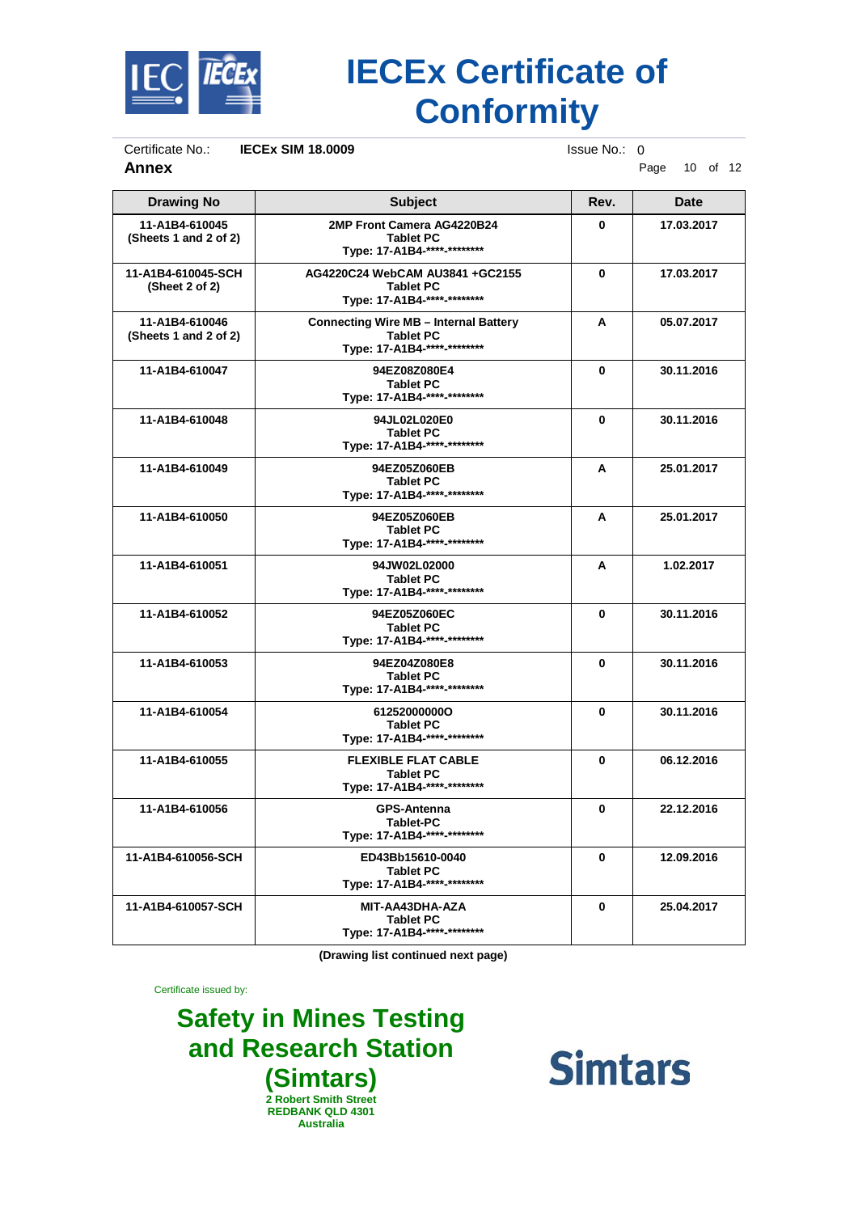# IECEx Certificate of Conformity

Certificate No.: **IECEx SIM 18.0009** Issue No.: 0

**Annex**

| Drawing No | Subject | Rev. | Date |
|---|---|---|---|
| 11-A1B4-610045 (Sheets 1 and 2 of 2) | 2MP Front Camera AG4220B24 Tablet PC Type: 17-A1B4-****-******** | 0 | 17.03.2017 |
| 11-A1B4-610045-SCH (Sheet 2 of 2) | AG4220C24 WebCAM AU3841 +GC2155 Tablet PC Type: 17-A1B4-****-******** | 0 | 17.03.2017 |
| 11-A1B4-610046 (Sheets 1 and 2 of 2) | Connecting Wire MB – Internal Battery Tablet PC Type: 17-A1B4-****-******** | A | 05.07.2017 |
| 11-A1B4-610047 | 94EZ08Z080E4 Tablet PC Type: 17-A1B4-****-******** | 0 | 30.11.2016 |
| 11-A1B4-610048 | 94JL02L020E0 Tablet PC Type: 17-A1B4-****-******** | 0 | 30.11.2016 |
| 11-A1B4-610049 | 94EZ05Z060EB Tablet PC Type: 17-A1B4-****-******** | A | 25.01.2017 |
| 11-A1B4-610050 | 94EZ05Z060EB Tablet PC Type: 17-A1B4-****-******** | A | 25.01.2017 |
| 11-A1B4-610051 | 94JW02L02000 Tablet PC Type: 17-A1B4-****-******** | A | 1.02.2017 |
| 11-A1B4-610052 | 94EZ05Z060EC Tablet PC Type: 17-A1B4-****-******** | 0 | 30.11.2016 |
| 11-A1B4-610053 | 94EZ04Z080E8 Tablet PC Type: 17-A1B4-****-******** | 0 | 30.11.2016 |
| 11-A1B4-610054 | 61252000000O Tablet PC Type: 17-A1B4-****-******** | 0 | 30.11.2016 |
| 11-A1B4-610055 | FLEXIBLE FLAT CABLE Tablet PC Type: 17-A1B4-****-******** | 0 | 06.12.2016 |
| 11-A1B4-610056 | GPS-Antenna Tablet-PC Type: 17-A1B4-****-******** | 0 | 22.12.2016 |
| 11-A1B4-610056-SCH | ED43Bb15610-0040 Tablet PC Type: 17-A1B4-****-******** | 0 | 12.09.2016 |
| 11-A1B4-610057-SCH | MIT-AA43DHA-AZA Tablet PC Type: 17-A1B4-****-******** | 0 | 25.04.2017 |

**(Drawing list continued next page)**

Certificate issued by:

**Safety in Mines Testing and Research Station (Simtars)**
2 Robert Smith Street
REDBANK QLD 4301
Australia

**Simtars**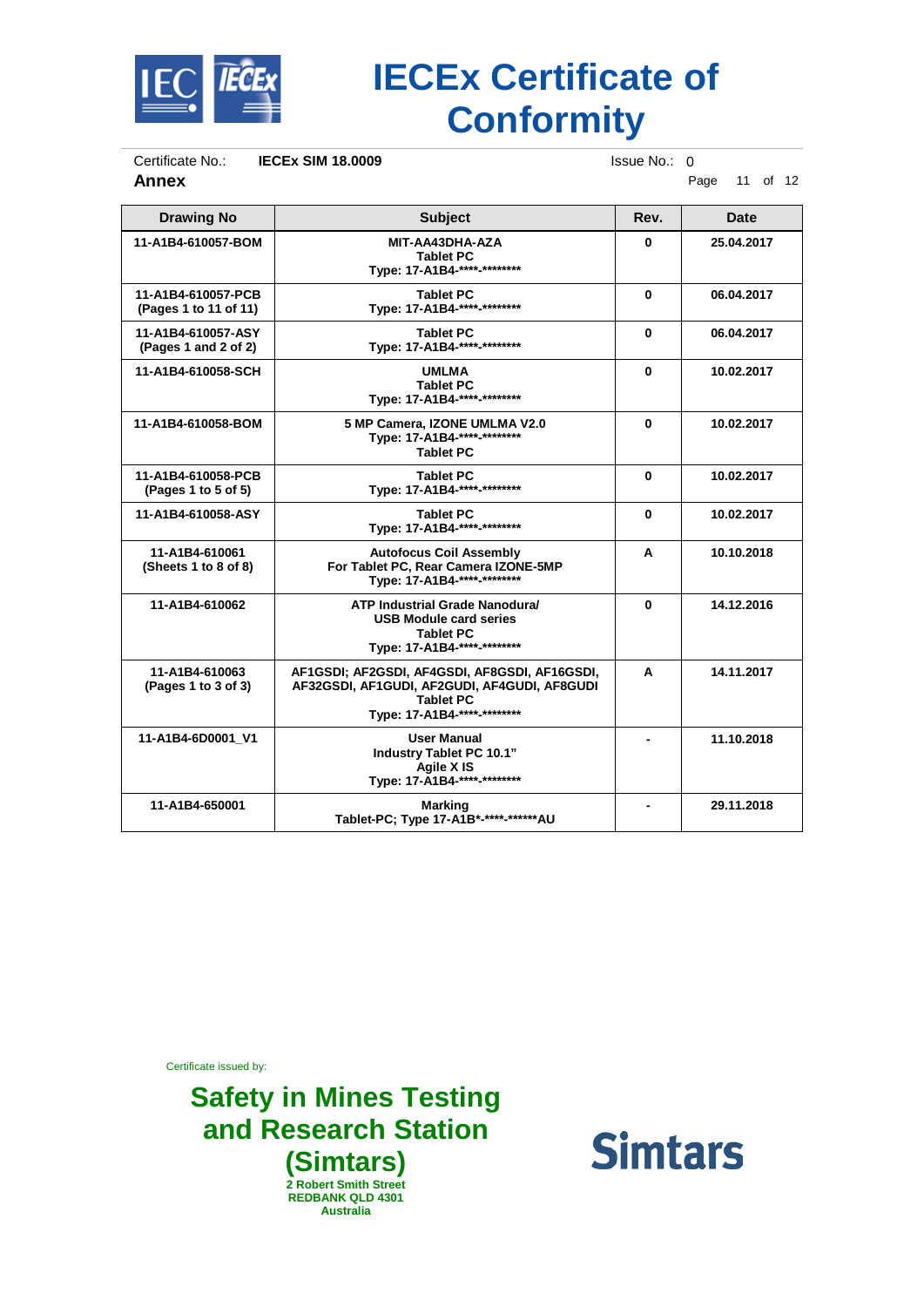# IECEx Certificate of Conformity

Certificate No.: **IECEx SIM 18.0009** Issue No.: 0

**Annex**

| Drawing No | Subject | Rev. | Date |
|---|---|---|---|
| 11-A1B4-610057-BOM | MIT-AA43DHA-AZA<br>Tablet PC<br>Type: 17-A1B4-****-******** | 0 | 25.04.2017 |
| 11-A1B4-610057-PCB<br>(Pages 1 to 11 of 11) | Tablet PC<br>Type: 17-A1B4-****-******** | 0 | 06.04.2017 |
| 11-A1B4-610057-ASY<br>(Pages 1 and 2 of 2) | Tablet PC<br>Type: 17-A1B4-****-******** | 0 | 06.04.2017 |
| 11-A1B4-610058-SCH | UMLMA<br>Tablet PC<br>Type: 17-A1B4-****-******** | 0 | 10.02.2017 |
| 11-A1B4-610058-BOM | 5 MP Camera, IZONE UMLMA V2.0<br>Type: 17-A1B4-****-********<br>Tablet PC | 0 | 10.02.2017 |
| 11-A1B4-610058-PCB<br>(Pages 1 to 5 of 5) | Tablet PC<br>Type: 17-A1B4-****-******** | 0 | 10.02.2017 |
| 11-A1B4-610058-ASY | Tablet PC<br>Type: 17-A1B4-****-******** | 0 | 10.02.2017 |
| 11-A1B4-610061<br>(Sheets 1 to 8 of 8) | Autofocus Coil Assembly<br>For Tablet PC, Rear Camera IZONE-5MP<br>Type: 17-A1B4-****-******** | A | 10.10.2018 |
| 11-A1B4-610062 | ATP Industrial Grade Nanodura/<br>USB Module card series<br>Tablet PC<br>Type: 17-A1B4-****-******** | 0 | 14.12.2016 |
| 11-A1B4-610063<br>(Pages 1 to 3 of 3) | AF1GSDI; AF2GSDI, AF4GSDI, AF8GSDI, AF16GSDI,<br>AF32GSDI, AF1GUDI, AF2GUDI, AF4GUDI, AF8GUDI<br>Tablet PC<br>Type: 17-A1B4-****-******** | A | 14.11.2017 |
| 11-A1B4-6D0001_V1 | User Manual<br>Industry Tablet PC 10.1"<br>Agile X IS<br>Type: 17-A1B4-****-******** | - | 11.10.2018 |
| 11-A1B4-650001 | Marking<br>Tablet-PC; Type 17-A1B*-****-******AU | - | 29.11.2018 |

Certificate issued by:

**Safety in Mines Testing and Research Station (Simtars)**
2 Robert Smith Street
REDBANK QLD 4301
Australia

**Simtars**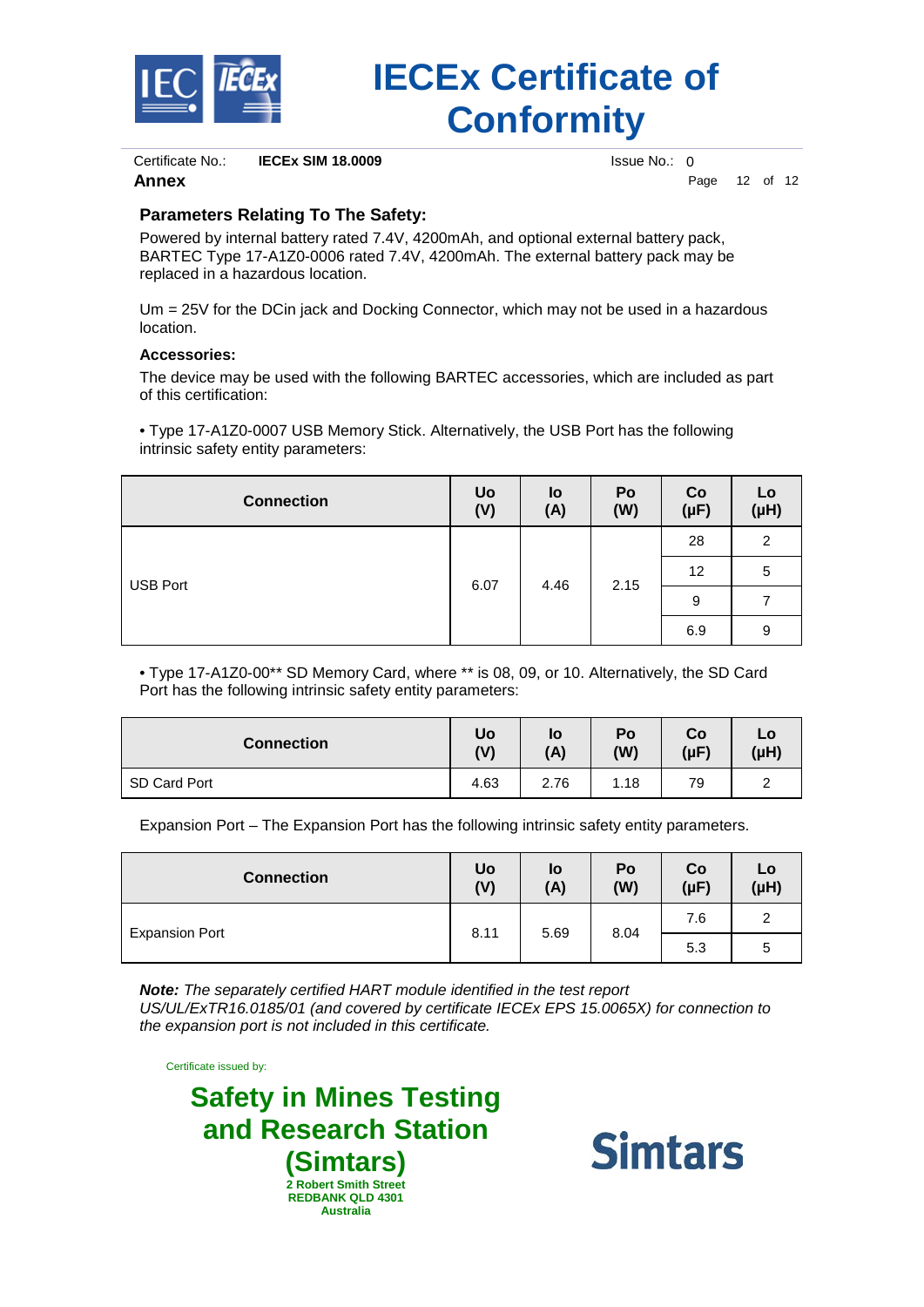Certificate No.: **IECEx SIM 18.0009** Issue No.: 0

**Annex**

### Parameters Relating To The Safety:

Powered by internal battery rated 7.4V, 4200mAh, and optional external battery pack, BARTEC Type 17-A1Z0-0006 rated 7.4V, 4200mAh. The external battery pack may be replaced in a hazardous location.

Um = 25V for the DCin jack and Docking Connector, which may not be used in a hazardous location.

**Accessories:**

The device may be used with the following BARTEC accessories, which are included as part of this certification:

• Type 17-A1Z0-0007 USB Memory Stick. Alternatively, the USB Port has the following intrinsic safety entity parameters:

| Connection | Uo (V) | Io (A) | Po (W) | Co (µF) | Lo (µH) |
|---|---|---|---|---|---|
| USB Port | 6.07 | 4.46 | 2.15 | 28 | 2 |
| | | | | 12 | 5 |
| | | | | 9 | 7 |
| | | | | 6.9 | 9 |

• Type 17-A1Z0-00** SD Memory Card, where ** is 08, 09, or 10. Alternatively, the SD Card Port has the following intrinsic safety entity parameters:

| Connection | Uo (V) | Io (A) | Po (W) | Co (µF) | Lo (µH) |
|---|---|---|---|---|---|
| SD Card Port | 4.63 | 2.76 | 1.18 | 79 | 2 |

Expansion Port – The Expansion Port has the following intrinsic safety entity parameters.

| Connection | Uo (V) | Io (A) | Po (W) | Co (µF) | Lo (µH) |
|---|---|---|---|---|---|
| Expansion Port | 8.11 | 5.69 | 8.04 | 7.6 | 2 |
| | | | | 5.3 | 5 |

***Note:*** *The separately certified HART module identified in the test report US/UL/ExTR16.0185/01 (and covered by certificate IECEx EPS 15.0065X) for connection to the expansion port is not included in this certificate.*

Certificate issued by:

**Safety in Mines Testing and Research Station (Simtars)**
**2 Robert Smith Street**
**REDBANK QLD 4301**
**Australia**

**Simtars**